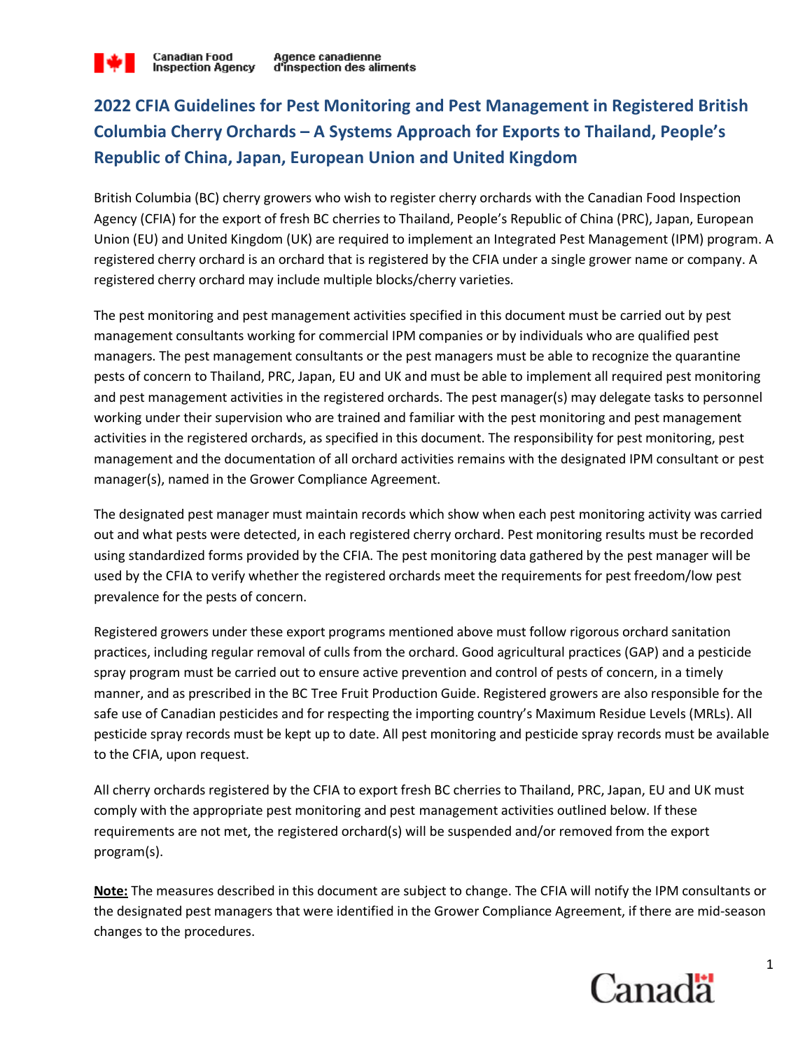# 2022 CFIA Guidelines for Pest Monitoring and Pest Management in Registered British Columbia Cherry Orchards – A Systems Approach for Exports to Thailand, People's Republic of China, Japan, European Union and United Kingdom

British Columbia (BC) cherry growers who wish to register cherry orchards with the Canadian Food Inspection Agency (CFIA) for the export of fresh BC cherries to Thailand, People's Republic of China (PRC), Japan, European Union (EU) and United Kingdom (UK) are required to implement an Integrated Pest Management (IPM) program. A registered cherry orchard is an orchard that is registered by the CFIA under a single grower name or company. A registered cherry orchard may include multiple blocks/cherry varieties.

The pest monitoring and pest management activities specified in this document must be carried out by pest management consultants working for commercial IPM companies or by individuals who are qualified pest managers. The pest management consultants or the pest managers must be able to recognize the quarantine pests of concern to Thailand, PRC, Japan, EU and UK and must be able to implement all required pest monitoring and pest management activities in the registered orchards. The pest manager(s) may delegate tasks to personnel working under their supervision who are trained and familiar with the pest monitoring and pest management activities in the registered orchards, as specified in this document. The responsibility for pest monitoring, pest management and the documentation of all orchard activities remains with the designated IPM consultant or pest manager(s), named in the Grower Compliance Agreement.

The designated pest manager must maintain records which show when each pest monitoring activity was carried out and what pests were detected, in each registered cherry orchard. Pest monitoring results must be recorded using standardized forms provided by the CFIA. The pest monitoring data gathered by the pest manager will be used by the CFIA to verify whether the registered orchards meet the requirements for pest freedom/low pest prevalence for the pests of concern.

Registered growers under these export programs mentioned above must follow rigorous orchard sanitation practices, including regular removal of culls from the orchard. Good agricultural practices (GAP) and a pesticide spray program must be carried out to ensure active prevention and control of pests of concern, in a timely manner, and as prescribed in the BC Tree Fruit Production Guide. Registered growers are also responsible for the safe use of Canadian pesticides and for respecting the importing country's Maximum Residue Levels (MRLs). All pesticide spray records must be kept up to date. All pest monitoring and pesticide spray records must be available to the CFIA, upon request.

All cherry orchards registered by the CFIA to export fresh BC cherries to Thailand, PRC, Japan, EU and UK must comply with the appropriate pest monitoring and pest management activities outlined below. If these requirements are not met, the registered orchard(s) will be suspended and/or removed from the export program(s).

**Note:** The measures described in this document are subject to change. The CFIA will notify the IPM consultants or the designated pest managers that were identified in the Grower Compliance Agreement, if there are mid-season changes to the procedures.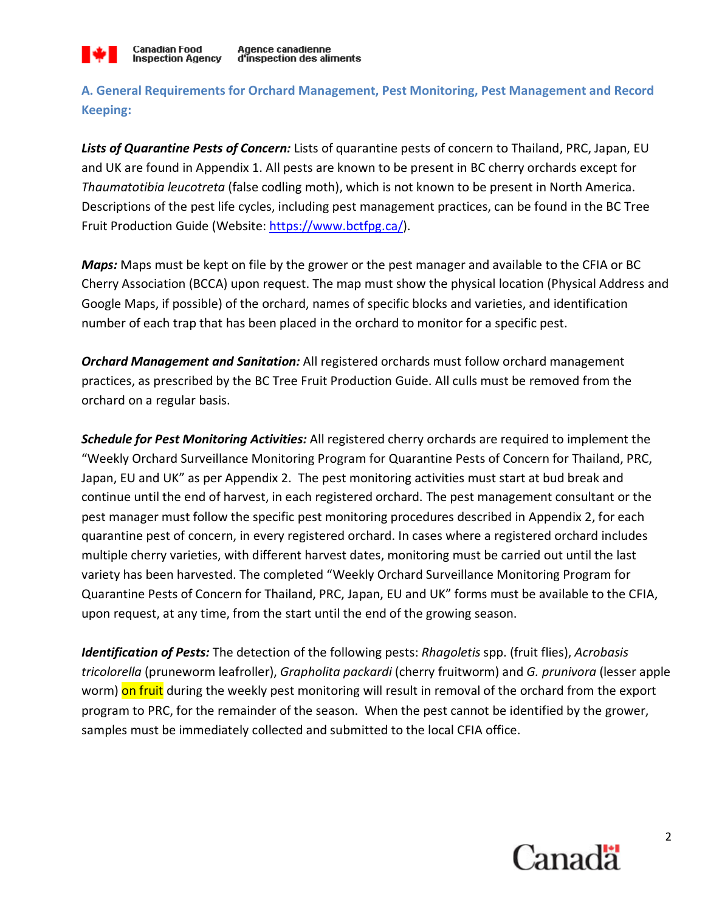### A. General Requirements for Orchard Management, Pest Monitoring, Pest Management and Record Keeping:

***Lists of Quarantine Pests of Concern:*** Lists of quarantine pests of concern to Thailand, PRC, Japan, EU and UK are found in Appendix 1. All pests are known to be present in BC cherry orchards except for *Thaumatotibia leucotreta* (false codling moth), which is not known to be present in North America. Descriptions of the pest life cycles, including pest management practices, can be found in the BC Tree Fruit Production Guide (Website: https://www.bctfpg.ca/).

***Maps:*** Maps must be kept on file by the grower or the pest manager and available to the CFIA or BC Cherry Association (BCCA) upon request. The map must show the physical location (Physical Address and Google Maps, if possible) of the orchard, names of specific blocks and varieties, and identification number of each trap that has been placed in the orchard to monitor for a specific pest.

***Orchard Management and Sanitation:*** All registered orchards must follow orchard management practices, as prescribed by the BC Tree Fruit Production Guide. All culls must be removed from the orchard on a regular basis.

***Schedule for Pest Monitoring Activities:*** All registered cherry orchards are required to implement the "Weekly Orchard Surveillance Monitoring Program for Quarantine Pests of Concern for Thailand, PRC, Japan, EU and UK" as per Appendix 2. The pest monitoring activities must start at bud break and continue until the end of harvest, in each registered orchard. The pest management consultant or the pest manager must follow the specific pest monitoring procedures described in Appendix 2, for each quarantine pest of concern, in every registered orchard. In cases where a registered orchard includes multiple cherry varieties, with different harvest dates, monitoring must be carried out until the last variety has been harvested. The completed "Weekly Orchard Surveillance Monitoring Program for Quarantine Pests of Concern for Thailand, PRC, Japan, EU and UK" forms must be available to the CFIA, upon request, at any time, from the start until the end of the growing season.

***Identification of Pests:*** The detection of the following pests: *Rhagoletis* spp. (fruit flies), *Acrobasis tricolorella* (pruneworm leafroller), *Grapholita packardi* (cherry fruitworm) and *G. prunivora* (lesser apple worm) on fruit during the weekly pest monitoring will result in removal of the orchard from the export program to PRC, for the remainder of the season. When the pest cannot be identified by the grower, samples must be immediately collected and submitted to the local CFIA office.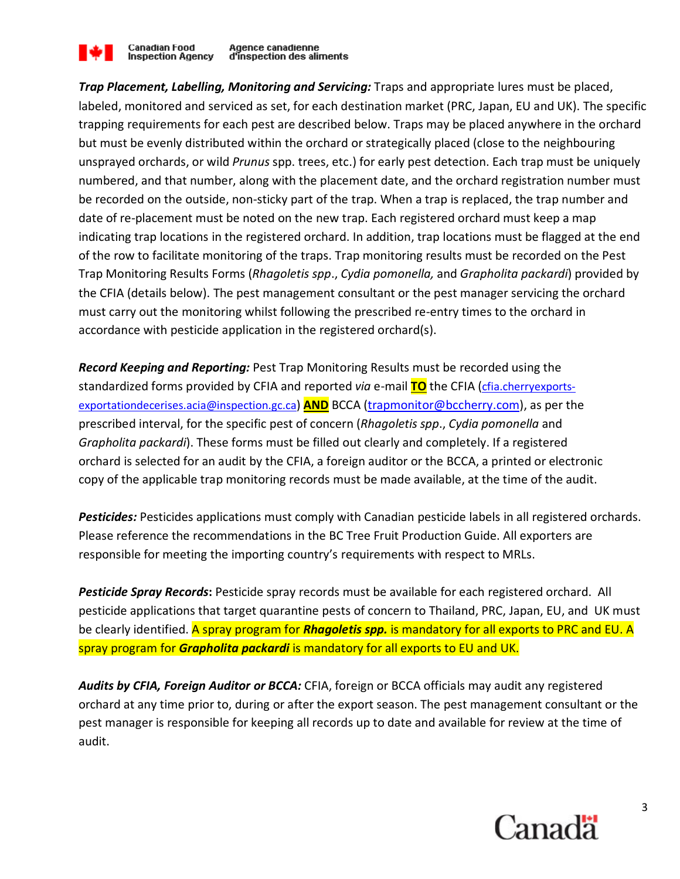***Trap Placement, Labelling, Monitoring and Servicing:*** Traps and appropriate lures must be placed, labeled, monitored and serviced as set, for each destination market (PRC, Japan, EU and UK). The specific trapping requirements for each pest are described below. Traps may be placed anywhere in the orchard but must be evenly distributed within the orchard or strategically placed (close to the neighbouring unsprayed orchards, or wild *Prunus* spp. trees, etc.) for early pest detection. Each trap must be uniquely numbered, and that number, along with the placement date, and the orchard registration number must be recorded on the outside, non-sticky part of the trap. When a trap is replaced, the trap number and date of re-placement must be noted on the new trap. Each registered orchard must keep a map indicating trap locations in the registered orchard. In addition, trap locations must be flagged at the end of the row to facilitate monitoring of the traps. Trap monitoring results must be recorded on the Pest Trap Monitoring Results Forms (*Rhagoletis spp*., *Cydia pomonella,* and *Grapholita packardi*) provided by the CFIA (details below). The pest management consultant or the pest manager servicing the orchard must carry out the monitoring whilst following the prescribed re-entry times to the orchard in accordance with pesticide application in the registered orchard(s).

***Record Keeping and Reporting:*** Pest Trap Monitoring Results must be recorded using the standardized forms provided by CFIA and reported *via* e-mail **TO** the CFIA (cfia.cherryexports-exportationdecerises.acia@inspection.gc.ca) **AND** BCCA (trapmonitor@bccherry.com), as per the prescribed interval, for the specific pest of concern (*Rhagoletis spp*., *Cydia pomonella* and *Grapholita packardi*). These forms must be filled out clearly and completely. If a registered orchard is selected for an audit by the CFIA, a foreign auditor or the BCCA, a printed or electronic copy of the applicable trap monitoring records must be made available, at the time of the audit.

***Pesticides:*** Pesticides applications must comply with Canadian pesticide labels in all registered orchards. Please reference the recommendations in the BC Tree Fruit Production Guide. All exporters are responsible for meeting the importing country's requirements with respect to MRLs.

***Pesticide Spray Records*:** Pesticide spray records must be available for each registered orchard. All pesticide applications that target quarantine pests of concern to Thailand, PRC, Japan, EU, and UK must be clearly identified. A spray program for ***Rhagoletis spp.*** is mandatory for all exports to PRC and EU. A spray program for ***Grapholita packardi*** is mandatory for all exports to EU and UK.

***Audits by CFIA, Foreign Auditor or BCCA:*** CFIA, foreign or BCCA officials may audit any registered orchard at any time prior to, during or after the export season. The pest management consultant or the pest manager is responsible for keeping all records up to date and available for review at the time of audit.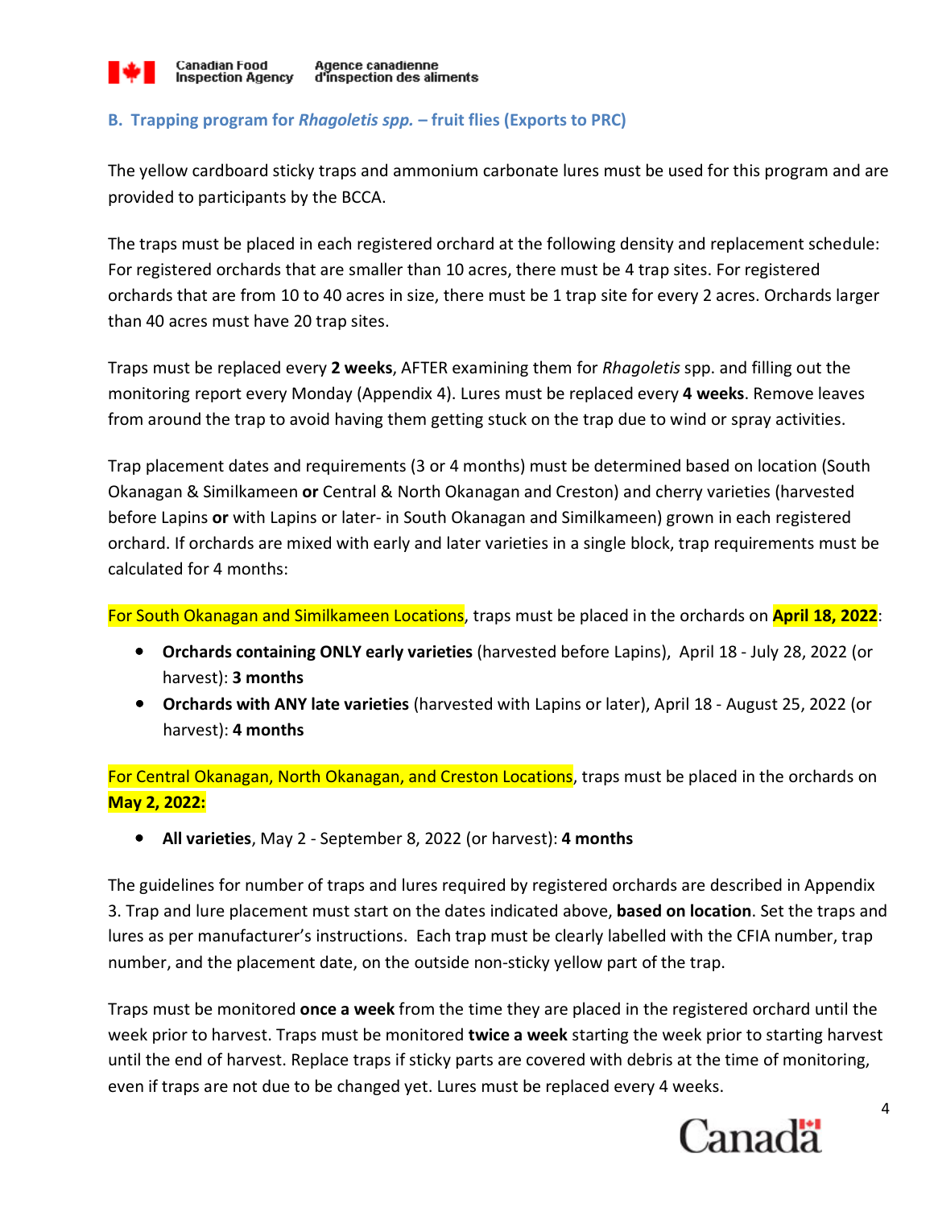## B. Trapping program for *Rhagoletis spp.* – fruit flies (Exports to PRC)

The yellow cardboard sticky traps and ammonium carbonate lures must be used for this program and are provided to participants by the BCCA.

The traps must be placed in each registered orchard at the following density and replacement schedule: For registered orchards that are smaller than 10 acres, there must be 4 trap sites. For registered orchards that are from 10 to 40 acres in size, there must be 1 trap site for every 2 acres. Orchards larger than 40 acres must have 20 trap sites.

Traps must be replaced every **2 weeks**, AFTER examining them for *Rhagoletis* spp. and filling out the monitoring report every Monday (Appendix 4). Lures must be replaced every **4 weeks**. Remove leaves from around the trap to avoid having them getting stuck on the trap due to wind or spray activities.

Trap placement dates and requirements (3 or 4 months) must be determined based on location (South Okanagan & Similkameen **or** Central & North Okanagan and Creston) and cherry varieties (harvested before Lapins **or** with Lapins or later- in South Okanagan and Similkameen) grown in each registered orchard. If orchards are mixed with early and later varieties in a single block, trap requirements must be calculated for 4 months:

For South Okanagan and Similkameen Locations, traps must be placed in the orchards on **April 18, 2022**:

- **Orchards containing ONLY early varieties** (harvested before Lapins), April 18 - July 28, 2022 (or harvest): **3 months**
- **Orchards with ANY late varieties** (harvested with Lapins or later), April 18 - August 25, 2022 (or harvest): **4 months**

For Central Okanagan, North Okanagan, and Creston Locations, traps must be placed in the orchards on **May 2, 2022:**

- **All varieties**, May 2 - September 8, 2022 (or harvest): **4 months**

The guidelines for number of traps and lures required by registered orchards are described in Appendix 3. Trap and lure placement must start on the dates indicated above, **based on location**. Set the traps and lures as per manufacturer's instructions. Each trap must be clearly labelled with the CFIA number, trap number, and the placement date, on the outside non-sticky yellow part of the trap.

Traps must be monitored **once a week** from the time they are placed in the registered orchard until the week prior to harvest. Traps must be monitored **twice a week** starting the week prior to starting harvest until the end of harvest. Replace traps if sticky parts are covered with debris at the time of monitoring, even if traps are not due to be changed yet. Lures must be replaced every 4 weeks.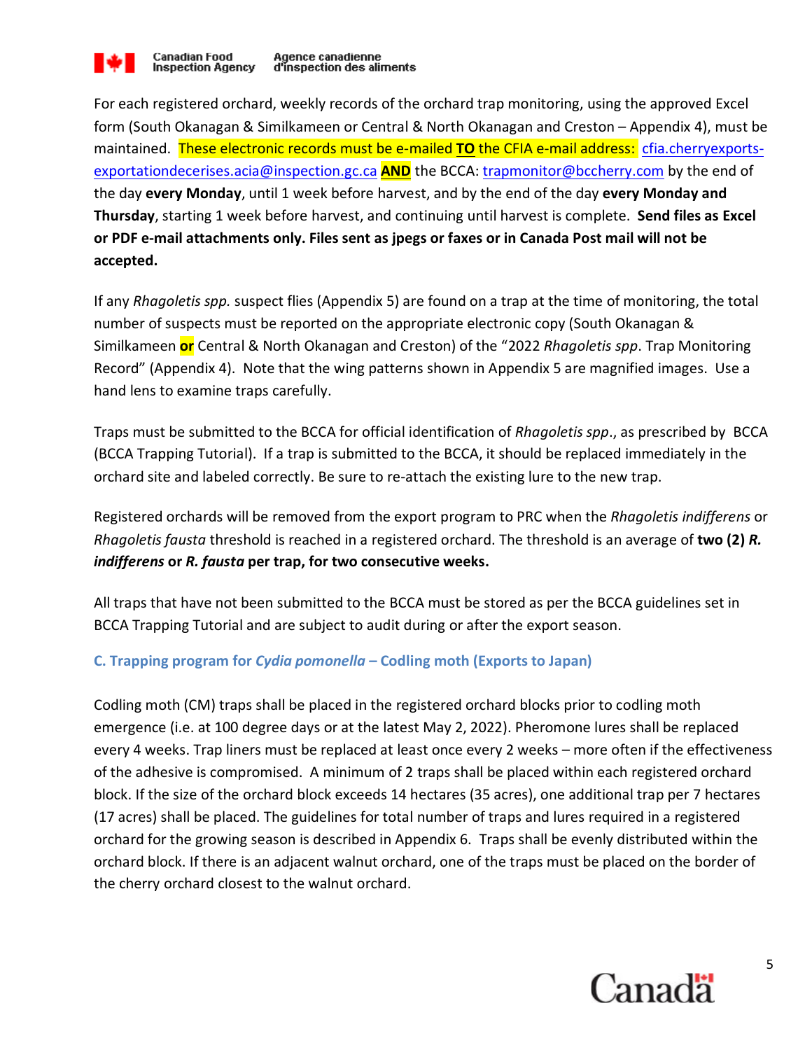For each registered orchard, weekly records of the orchard trap monitoring, using the approved Excel form (South Okanagan & Similkameen or Central & North Okanagan and Creston – Appendix 4), must be maintained. These electronic records must be e-mailed **TO** the CFIA e-mail address: cfia.cherryexports-exportationdecerises.acia@inspection.gc.ca **AND** the BCCA: trapmonitor@bccherry.com by the end of the day **every Monday**, until 1 week before harvest, and by the end of the day **every Monday and Thursday**, starting 1 week before harvest, and continuing until harvest is complete. **Send files as Excel or PDF e-mail attachments only. Files sent as jpegs or faxes or in Canada Post mail will not be accepted.**

If any *Rhagoletis spp.* suspect flies (Appendix 5) are found on a trap at the time of monitoring, the total number of suspects must be reported on the appropriate electronic copy (South Okanagan & Similkameen **or** Central & North Okanagan and Creston) of the "2022 *Rhagoletis spp*. Trap Monitoring Record" (Appendix 4). Note that the wing patterns shown in Appendix 5 are magnified images. Use a hand lens to examine traps carefully.

Traps must be submitted to the BCCA for official identification of *Rhagoletis spp*., as prescribed by BCCA (BCCA Trapping Tutorial). If a trap is submitted to the BCCA, it should be replaced immediately in the orchard site and labeled correctly. Be sure to re-attach the existing lure to the new trap.

Registered orchards will be removed from the export program to PRC when the *Rhagoletis indifferens* or *Rhagoletis fausta* threshold is reached in a registered orchard. The threshold is an average of **two (2) *R. indifferens*** **or *R. fausta*** **per trap, for two consecutive weeks.**

All traps that have not been submitted to the BCCA must be stored as per the BCCA guidelines set in BCCA Trapping Tutorial and are subject to audit during or after the export season.

### C. Trapping program for *Cydia pomonella* – Codling moth (Exports to Japan)

Codling moth (CM) traps shall be placed in the registered orchard blocks prior to codling moth emergence (i.e. at 100 degree days or at the latest May 2, 2022). Pheromone lures shall be replaced every 4 weeks. Trap liners must be replaced at least once every 2 weeks – more often if the effectiveness of the adhesive is compromised. A minimum of 2 traps shall be placed within each registered orchard block. If the size of the orchard block exceeds 14 hectares (35 acres), one additional trap per 7 hectares (17 acres) shall be placed. The guidelines for total number of traps and lures required in a registered orchard for the growing season is described in Appendix 6. Traps shall be evenly distributed within the orchard block. If there is an adjacent walnut orchard, one of the traps must be placed on the border of the cherry orchard closest to the walnut orchard.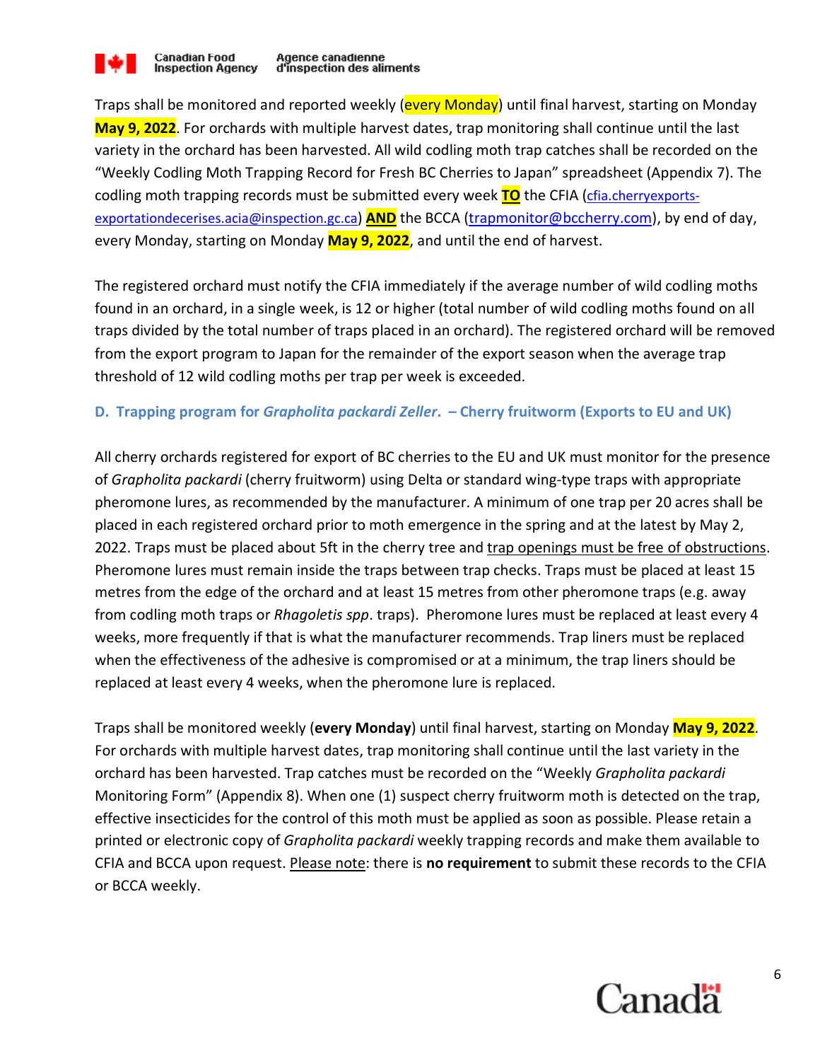Traps shall be monitored and reported weekly (every Monday) until final harvest, starting on Monday **May 9, 2022**. For orchards with multiple harvest dates, trap monitoring shall continue until the last variety in the orchard has been harvested. All wild codling moth trap catches shall be recorded on the "Weekly Codling Moth Trapping Record for Fresh BC Cherries to Japan" spreadsheet (Appendix 7). The codling moth trapping records must be submitted every week **TO** the CFIA (cfia.cherryexports-exportationdecerises.acia@inspection.gc.ca) **AND** the BCCA (trapmonitor@bccherry.com), by end of day, every Monday, starting on Monday **May 9, 2022**, and until the end of harvest.

The registered orchard must notify the CFIA immediately if the average number of wild codling moths found in an orchard, in a single week, is 12 or higher (total number of wild codling moths found on all traps divided by the total number of traps placed in an orchard). The registered orchard will be removed from the export program to Japan for the remainder of the export season when the average trap threshold of 12 wild codling moths per trap per week is exceeded.

### D. Trapping program for *Grapholita packardi Zeller*. – Cherry fruitworm (Exports to EU and UK)

All cherry orchards registered for export of BC cherries to the EU and UK must monitor for the presence of *Grapholita packardi* (cherry fruitworm) using Delta or standard wing-type traps with appropriate pheromone lures, as recommended by the manufacturer. A minimum of one trap per 20 acres shall be placed in each registered orchard prior to moth emergence in the spring and at the latest by May 2, 2022. Traps must be placed about 5ft in the cherry tree and trap openings must be free of obstructions. Pheromone lures must remain inside the traps between trap checks. Traps must be placed at least 15 metres from the edge of the orchard and at least 15 metres from other pheromone traps (e.g. away from codling moth traps or *Rhagoletis spp*. traps). Pheromone lures must be replaced at least every 4 weeks, more frequently if that is what the manufacturer recommends. Trap liners must be replaced when the effectiveness of the adhesive is compromised or at a minimum, the trap liners should be replaced at least every 4 weeks, when the pheromone lure is replaced.

Traps shall be monitored weekly (**every Monday**) until final harvest, starting on Monday **May 9, 2022**. For orchards with multiple harvest dates, trap monitoring shall continue until the last variety in the orchard has been harvested. Trap catches must be recorded on the "Weekly *Grapholita packardi* Monitoring Form" (Appendix 8). When one (1) suspect cherry fruitworm moth is detected on the trap, effective insecticides for the control of this moth must be applied as soon as possible. Please retain a printed or electronic copy of *Grapholita packardi* weekly trapping records and make them available to CFIA and BCCA upon request. Please note: there is **no requirement** to submit these records to the CFIA or BCCA weekly.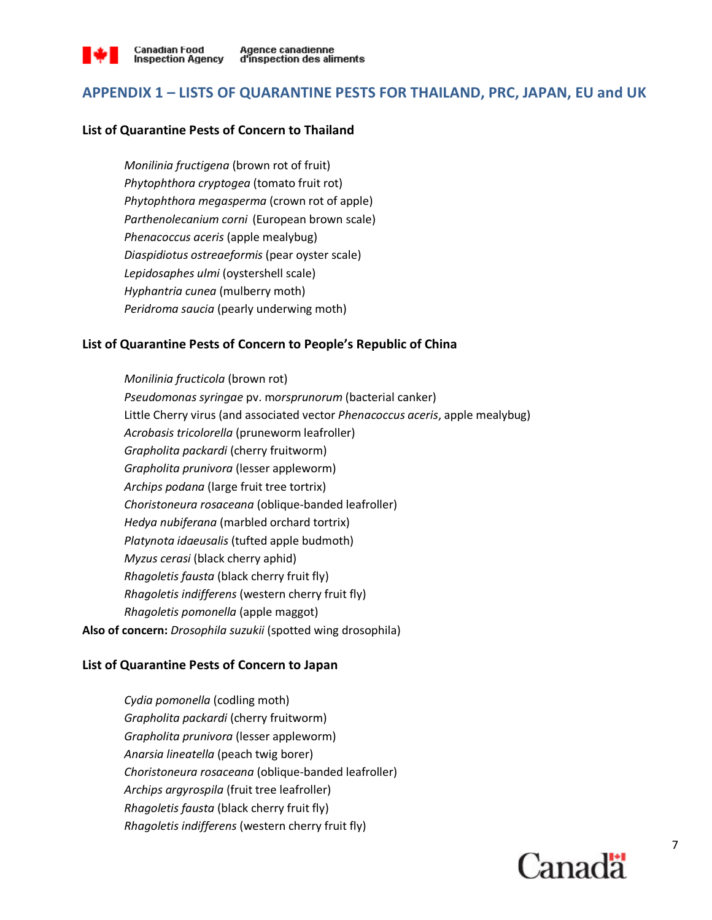## APPENDIX 1 – LISTS OF QUARANTINE PESTS FOR THAILAND, PRC, JAPAN, EU and UK

### List of Quarantine Pests of Concern to Thailand

*Monilinia fructigena* (brown rot of fruit)
*Phytophthora cryptogea* (tomato fruit rot)
*Phytophthora megasperma* (crown rot of apple)
*Parthenolecanium corni* (European brown scale)
*Phenacoccus aceris* (apple mealybug)
*Diaspidiotus ostreaeformis* (pear oyster scale)
*Lepidosaphes ulmi* (oystershell scale)
*Hyphantria cunea* (mulberry moth)
*Peridroma saucia* (pearly underwing moth)

### List of Quarantine Pests of Concern to People's Republic of China

*Monilinia fructicola* (brown rot)
*Pseudomonas syringae* pv. m*orsprunorum* (bacterial canker)
Little Cherry virus (and associated vector *Phenacoccus aceris*, apple mealybug)
*Acrobasis tricolorella* (pruneworm leafroller)
*Grapholita packardi* (cherry fruitworm)
*Grapholita prunivora* (lesser appleworm)
*Archips podana* (large fruit tree tortrix)
*Choristoneura rosaceana* (oblique-banded leafroller)
*Hedya nubiferana* (marbled orchard tortrix)
*Platynota idaeusalis* (tufted apple budmoth)
*Myzus cerasi* (black cherry aphid)
*Rhagoletis fausta* (black cherry fruit fly)
*Rhagoletis indifferens* (western cherry fruit fly)
*Rhagoletis pomonella* (apple maggot)

**Also of concern:** *Drosophila suzukii* (spotted wing drosophila)

### List of Quarantine Pests of Concern to Japan

*Cydia pomonella* (codling moth)
*Grapholita packardi* (cherry fruitworm)
*Grapholita prunivora* (lesser appleworm)
*Anarsia lineatella* (peach twig borer)
*Choristoneura rosaceana* (oblique-banded leafroller)
*Archips argyrospila* (fruit tree leafroller)
*Rhagoletis fausta* (black cherry fruit fly)
*Rhagoletis indifferens* (western cherry fruit fly)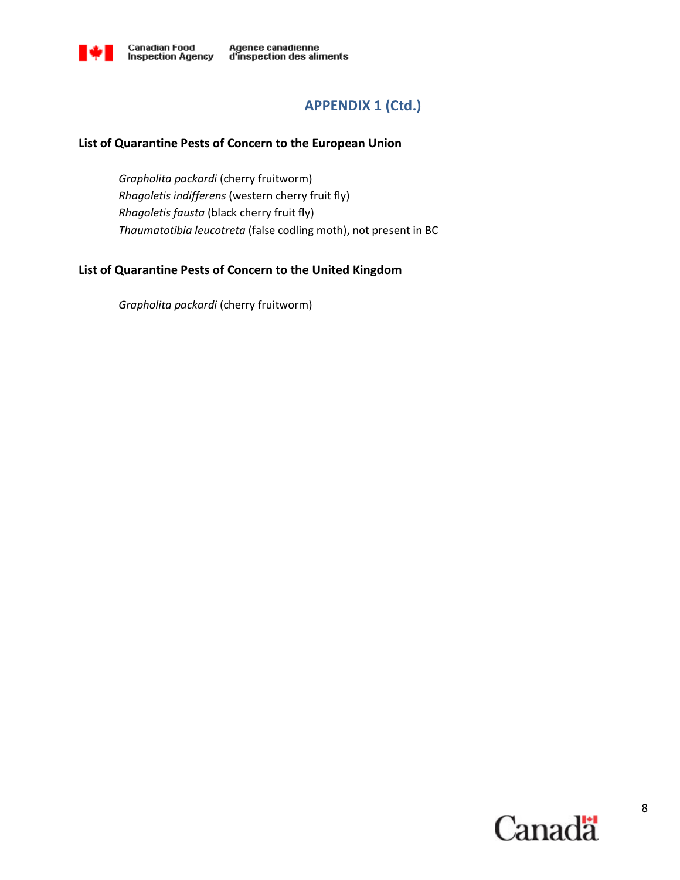## APPENDIX 1 (Ctd.)

**List of Quarantine Pests of Concern to the European Union**

*Grapholita packardi* (cherry fruitworm)
*Rhagoletis indifferens* (western cherry fruit fly)
*Rhagoletis fausta* (black cherry fruit fly)
*Thaumatotibia leucotreta* (false codling moth), not present in BC

**List of Quarantine Pests of Concern to the United Kingdom**

*Grapholita packardi* (cherry fruitworm)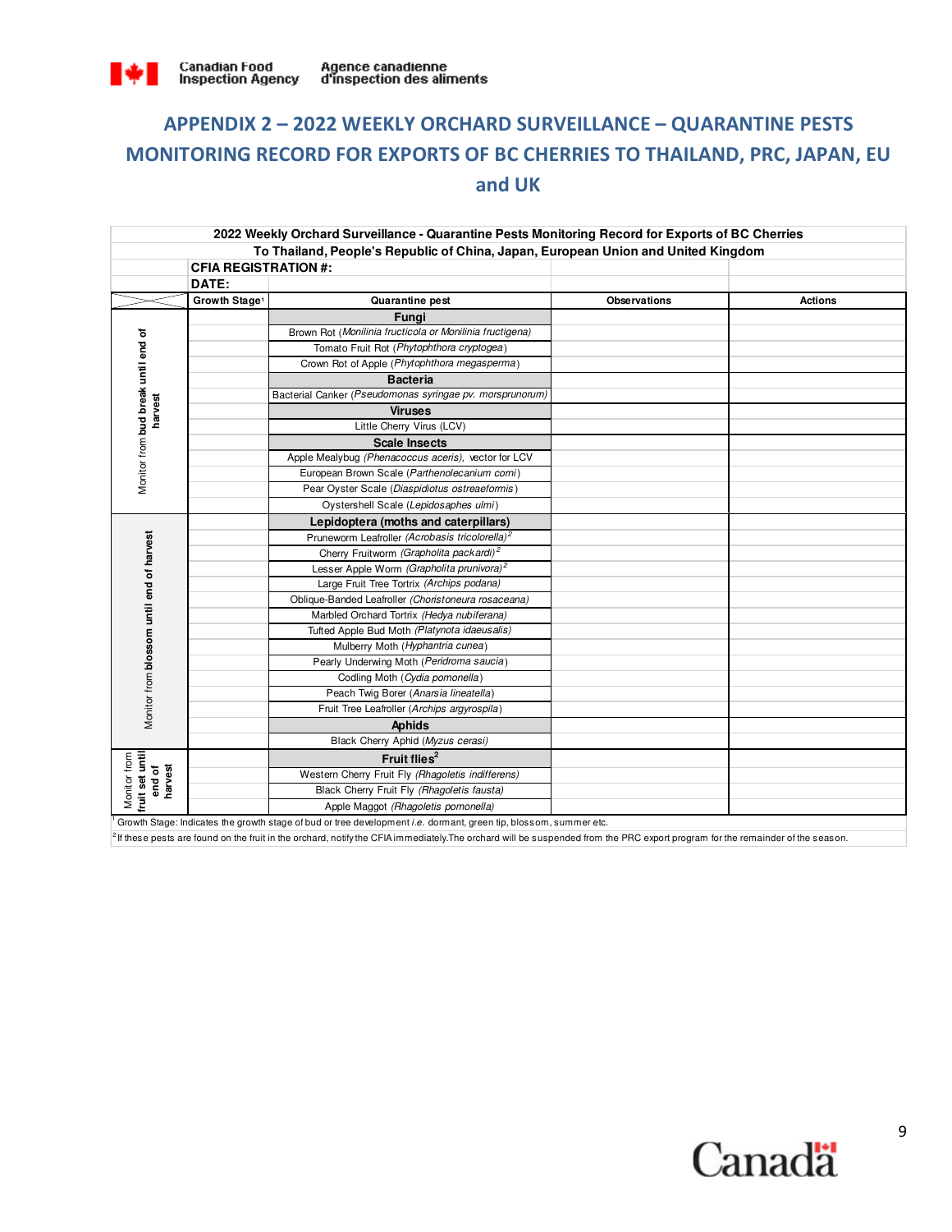## APPENDIX 2 – 2022 WEEKLY ORCHARD SURVEILLANCE – QUARANTINE PESTS MONITORING RECORD FOR EXPORTS OF BC CHERRIES TO THAILAND, PRC, JAPAN, EU and UK

**2022 Weekly Orchard Surveillance - Quarantine Pests Monitoring Record for Exports of BC Cherries To Thailand, People's Republic of China, Japan, European Union and United Kingdom**

**CFIA REGISTRATION #:**

**DATE:**

| | Growth Stage[1] | Quarantine pest | Observations | Actions |
|---|---|---|---|---|
| Monitor from **bud break until end of harvest** | | **Fungi** | | |
| | | Brown Rot (*Monilinia fructicola or Monilinia fructigena*) | | |
| | | Tomato Fruit Rot (*Phytophthora cryptogea*) | | |
| | | Crown Rot of Apple (*Phytophthora megasperma*) | | |
| | | **Bacteria** | | |
| | | Bacterial Canker (*Pseudomonas syringae pv. morsprunorum*) | | |
| | | **Viruses** | | |
| | | Little Cherry Virus (LCV) | | |
| | | **Scale Insects** | | |
| | | Apple Mealybug (*Phenacoccus aceris*), vector for LCV | | |
| | | European Brown Scale (*Parthenolecanium corni*) | | |
| | | Pear Oyster Scale (*Diaspidiotus ostreaeformis*) | | |
| | | Oystershell Scale (*Lepidosaphes ulmi*) | | |
| Monitor from **blossom until end of harvest** | | **Lepidoptera (moths and caterpillars)** | | |
| | | Pruneworm Leafroller (*Acrobasis tricolorella*)[2] | | |
| | | Cherry Fruitworm (*Grapholita packardi*)[2] | | |
| | | Lesser Apple Worm (*Grapholita prunivora*)[2] | | |
| | | Large Fruit Tree Tortrix (*Archips podana*) | | |
| | | Oblique-Banded Leafroller (*Choristoneura rosaceana*) | | |
| | | Marbled Orchard Tortrix (*Hedya nubiferana*) | | |
| | | Tufted Apple Bud Moth (*Platynota idaeusalis*) | | |
| | | Mulberry Moth (*Hyphantria cunea*) | | |
| | | Pearly Underwing Moth (*Peridroma saucia*) | | |
| | | Codling Moth (*Cydia pomonella*) | | |
| | | Peach Twig Borer (*Anarsia lineatella*) | | |
| | | Fruit Tree Leafroller (*Archips argyrospila*) | | |
| | | **Aphids** | | |
| | | Black Cherry Aphid (*Myzus cerasi*) | | |
| Monitor from **fruit set until end of harvest** | | **Fruit flies**[2] | | |
| | | Western Cherry Fruit Fly (*Rhagoletis indifferens*) | | |
| | | Black Cherry Fruit Fly (*Rhagoletis fausta*) | | |
| | | Apple Maggot (*Rhagoletis pomonella*) | | |

[1] Growth Stage: Indicates the growth stage of bud or tree development *i.e.* dormant, green tip, blossom, summer etc.

[2] If these pests are found on the fruit in the orchard, notify the CFIA immediately. The orchard will be suspended from the PRC export program for the remainder of the season.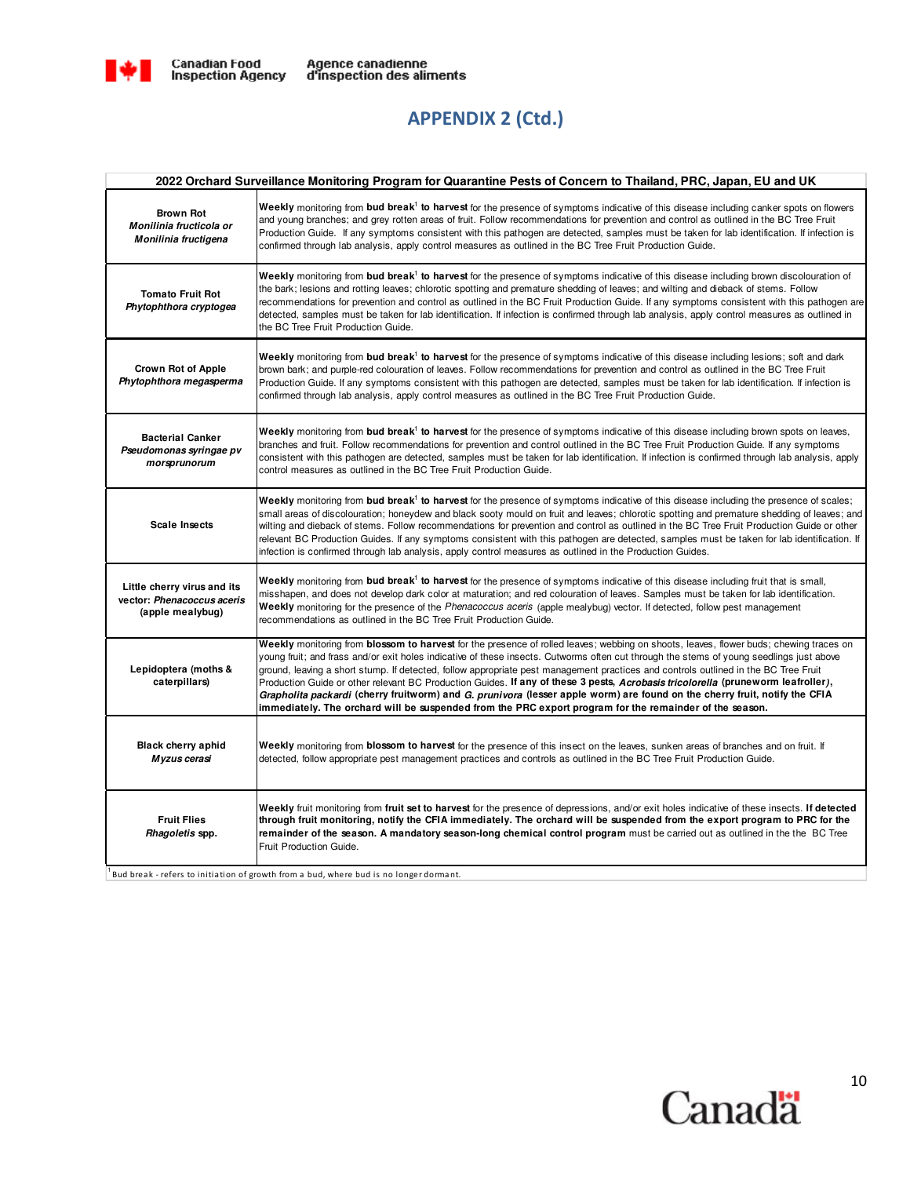## APPENDIX 2 (Ctd.)

| 2022 Orchard Surveillance Monitoring Program for Quarantine Pests of Concern to Thailand, PRC, Japan, EU and UK | |
|---|---|
| **Brown Rot** ***Monilinia fructicola or Monilinia fructigena*** | **Weekly** monitoring from **bud break**[1] **to harvest** for the presence of symptoms indicative of this disease including canker spots on flowers and young branches; and grey rotten areas of fruit. Follow recommendations for prevention and control as outlined in the BC Tree Fruit Production Guide. If any symptoms consistent with this pathogen are detected, samples must be taken for lab identification. If infection is confirmed through lab analysis, apply control measures as outlined in the BC Tree Fruit Production Guide. |
| **Tomato Fruit Rot** ***Phytophthora cryptogea*** | **Weekly** monitoring from **bud break**[1] **to harvest** for the presence of symptoms indicative of this disease including brown discolouration of the bark; lesions and rotting leaves; chlorotic spotting and premature shedding of leaves; and wilting and dieback of stems. Follow recommendations for prevention and control as outlined in the BC Fruit Production Guide. If any symptoms consistent with this pathogen are detected, samples must be taken for lab identification. If infection is confirmed through lab analysis, apply control measures as outlined in the BC Tree Fruit Production Guide. |
| **Crown Rot of Apple** ***Phytophthora megasperma*** | **Weekly** monitoring from **bud break**[1] **to harvest** for the presence of symptoms indicative of this disease including lesions; soft and dark brown bark; and purple-red colouration of leaves. Follow recommendations for prevention and control as outlined in the BC Tree Fruit Production Guide. If any symptoms consistent with this pathogen are detected, samples must be taken for lab identification. If infection is confirmed through lab analysis, apply control measures as outlined in the BC Tree Fruit Production Guide. |
| **Bacterial Canker** ***Pseudomonas syringae pv morsprunorum*** | **Weekly** monitoring from **bud break**[1] **to harvest** for the presence of symptoms indicative of this disease including brown spots on leaves, branches and fruit. Follow recommendations for prevention and control as outlined in the BC Tree Fruit Production Guide. If any symptoms consistent with this pathogen are detected, samples must be taken for lab identification. If infection is confirmed through lab analysis, apply control measures as outlined in the BC Tree Fruit Production Guide. |
| **Scale Insects** | **Weekly** monitoring from **bud break**[1] **to harvest** for the presence of symptoms indicative of this disease including the presence of scales; small areas of discolouration; honeydew and black sooty mould on fruit and leaves; chlorotic spotting and premature shedding of leaves; and wilting and dieback of stems. Follow recommendations for prevention and control as outlined in the BC Tree Fruit Production Guide or other relevant BC Production Guides. If any symptoms consistent with this pathogen are detected, samples must be taken for lab identification. If infection is confirmed through lab analysis, apply control measures as outlined in the Production Guides. |
| **Little cherry virus and its vector: *Phenacoccus aceris* (apple mealybug)** | **Weekly** monitoring from **bud break**[1] **to harvest** for the presence of symptoms indicative of this disease including fruit that is small, misshapen, and does not develop dark color at maturation; and red colouration of leaves. Samples must be taken for lab identification. **Weekly** monitoring for the presence of the *Phenacoccus aceris* (apple mealybug) vector. If detected, follow pest management recommendations as outlined in the BC Tree Fruit Production Guide. |
| **Lepidoptera (moths & caterpillars)** | **Weekly** monitoring from **blossom to harvest** for the presence of rolled leaves; webbing on shoots, leaves, flower buds; chewing traces on young fruit; and frass and/or exit holes indicative of these insects. Cutworms often cut through the stems of young seedlings just above ground, leaving a short stump. If detected, follow appropriate pest management practices and controls outlined in the BC Tree Fruit Production Guide or other relevant BC Production Guides. **If any of these 3 pests, *Acrobasis tricolorella* (pruneworm leafroller), *Grapholita packardi* (cherry fruitworm) and *G. prunivora* (lesser apple worm) are found on the cherry fruit, notify the CFIA immediately. The orchard will be suspended from the PRC export program for the remainder of the season.** |
| **Black cherry aphid** ***Myzus cerasi*** | **Weekly** monitoring from **blossom to harvest** for the presence of this insect on the leaves, sunken areas of branches and on fruit. If detected, follow appropriate pest management practices and controls as outlined in the BC Tree Fruit Production Guide. |
| **Fruit Flies** ***Rhagoletis* spp.** | **Weekly** fruit monitoring from **fruit set to harvest** for the presence of depressions, and/or exit holes indicative of these insects. **If detected through fruit monitoring, notify the CFIA immediately. The orchard will be suspended from the export program to PRC for the remainder of the season. A mandatory season-long chemical control program** must be carried out as outlined in the the BC Tree Fruit Production Guide. |

[1] Bud break - refers to initiation of growth from a bud, where bud is no longer dormant.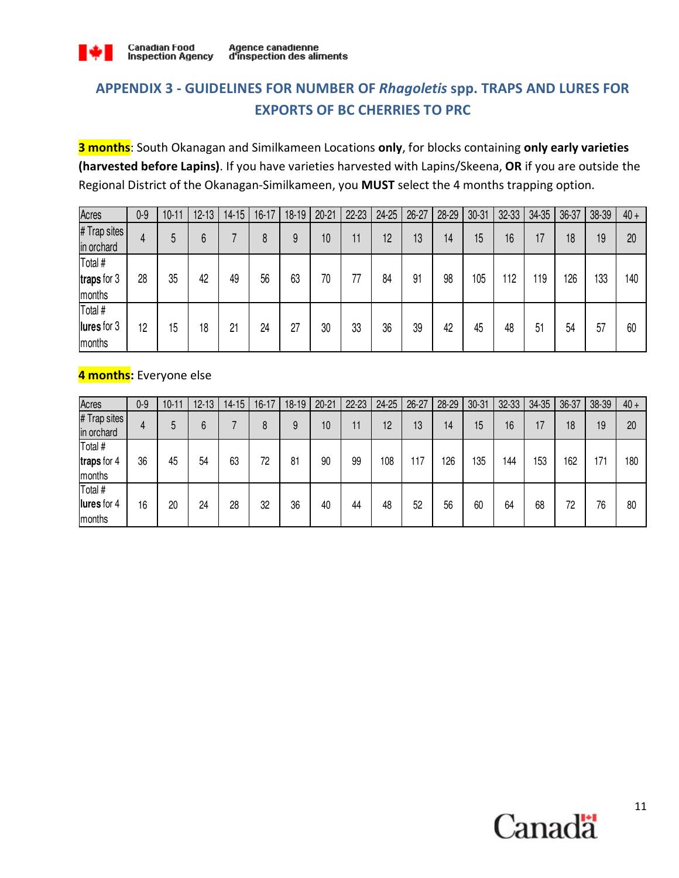## APPENDIX 3 - GUIDELINES FOR NUMBER OF *Rhagoletis* spp. TRAPS AND LURES FOR EXPORTS OF BC CHERRIES TO PRC

**3 months**: South Okanagan and Similkameen Locations **only**, for blocks containing **only early varieties (harvested before Lapins)**. If you have varieties harvested with Lapins/Skeena, **OR** if you are outside the Regional District of the Okanagan-Similkameen, you **MUST** select the 4 months trapping option.

| Acres | 0-9 | 10-11 | 12-13 | 14-15 | 16-17 | 18-19 | 20-21 | 22-23 | 24-25 | 26-27 | 28-29 | 30-31 | 32-33 | 34-35 | 36-37 | 38-39 | 40 + |
|---|---|---|---|---|---|---|---|---|---|---|---|---|---|---|---|---|---|
| # Trap sites in orchard | 4 | 5 | 6 | 7 | 8 | 9 | 10 | 11 | 12 | 13 | 14 | 15 | 16 | 17 | 18 | 19 | 20 |
| Total # **traps** for 3 months | 28 | 35 | 42 | 49 | 56 | 63 | 70 | 77 | 84 | 91 | 98 | 105 | 112 | 119 | 126 | 133 | 140 |
| Total # **lures** for 3 months | 12 | 15 | 18 | 21 | 24 | 27 | 30 | 33 | 36 | 39 | 42 | 45 | 48 | 51 | 54 | 57 | 60 |

**4 months:** Everyone else

| Acres | 0-9 | 10-11 | 12-13 | 14-15 | 16-17 | 18-19 | 20-21 | 22-23 | 24-25 | 26-27 | 28-29 | 30-31 | 32-33 | 34-35 | 36-37 | 38-39 | 40 + |
|---|---|---|---|---|---|---|---|---|---|---|---|---|---|---|---|---|---|
| # Trap sites in orchard | 4 | 5 | 6 | 7 | 8 | 9 | 10 | 11 | 12 | 13 | 14 | 15 | 16 | 17 | 18 | 19 | 20 |
| Total # **traps** for 4 months | 36 | 45 | 54 | 63 | 72 | 81 | 90 | 99 | 108 | 117 | 126 | 135 | 144 | 153 | 162 | 171 | 180 |
| Total # **lures** for 4 months | 16 | 20 | 24 | 28 | 32 | 36 | 40 | 44 | 48 | 52 | 56 | 60 | 64 | 68 | 72 | 76 | 80 |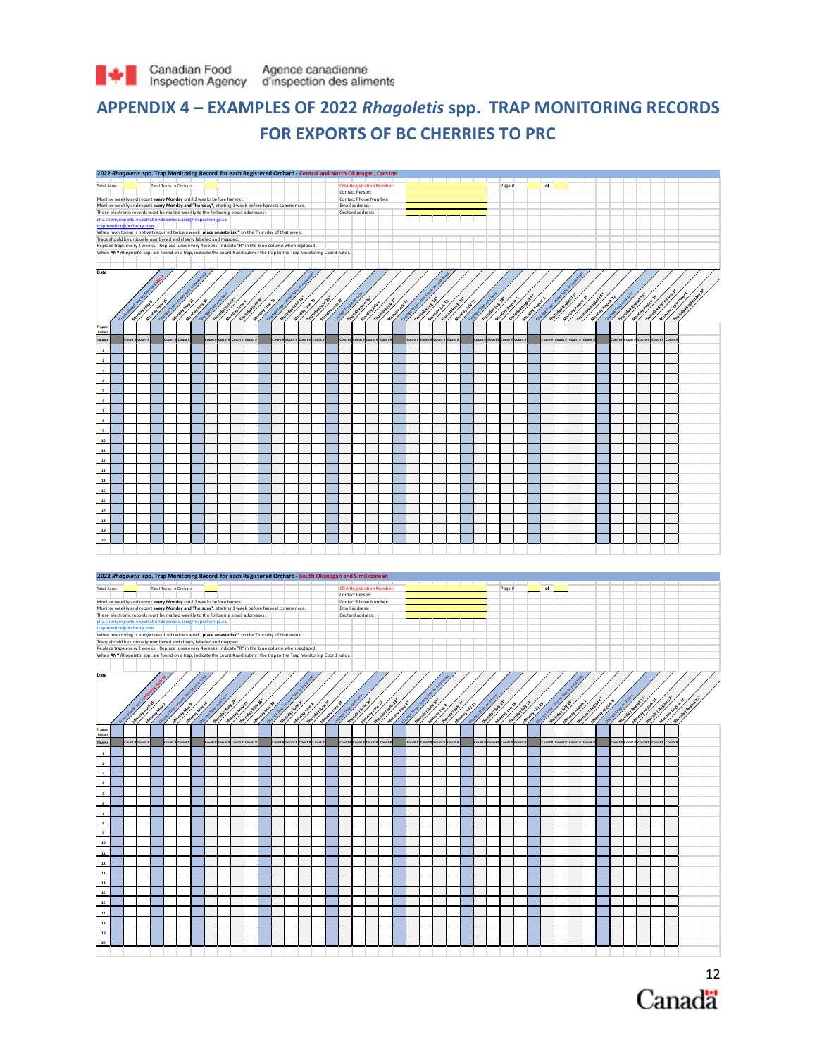# APPENDIX 4 – EXAMPLES OF 2022 *Rhagoletis* spp. TRAP MONITORING RECORDS FOR EXPORTS OF BC CHERRIES TO PRC

**2022 *Rhagoletis* spp. Trap Monitoring Record for each Registered Orchard - Central and North Okanagan, Creston**

Total Acres | Total Traps in Orchard

CFIA Registration Number:
Contact Person:
Contact Phone Number:
Email address:
Orchard address:

Page # of

Monitor weekly and report **every Monday** until 2 weeks before harvest.
Monitor weekly and report **every Monday and Thursday***, starting 1 week before harvest commences.
These electronic records must be mailed weekly to the following email addresses:
cfia.cherryexports-exportationdecerises.acia@inspection.gc.ca
trapmonitor@bccherry.com
When monitoring is not yet required twice a week, **place an asterisk *** on the Thursday of that week.
Traps should be uniquely numbered and clearly labeled and mapped.
Replace traps every 2 weeks. Replace lures every 4 weeks. Indicate "R" in the blue column when replaced.
When **ANY** *Rhagoletis* spp. are found on a trap, indicate the count # and submit the trap to the Trap Monitoring Coordinator.

Date columns: Traps placed and lure by Monday May 2; Monday May 9; Monday May 16; Change Trap - move lure to new trap; Monday May 23; Monday May 30; Change Trap and lure; Thursday June 2*; Monday June 6; Thursday June 9*; Monday June 13; Change Trap - move lure to new trap; Thursday June 16*; Monday June 20; Thursday June 23*; Monday June 27; Change Trap and lure; Thursday June 30*; Monday July 4; Thursday July 7; Monday July 11; Change Trap - move lure to new trap; Thursday July 14*; Monday July 18; Thursday July 21*; Monday July 25; Change Trap and lure; Thursday July 28*; Monday August 1; Thursday August 4*; Monday August 8; Change Trap - move lure to new trap; Thursday August 11*; Monday August 15; Thursday August 18*; Monday August 22; Change Trap and lure; Thursday August 25*; Monday August 29; Thursday September 1*; Monday September 5; Thursday September 8*

Trapper Initials

Rows: TRAP # 1–20, with "Count #" columns for each date.

**2022 *Rhagoletis* spp. Trap Monitoring Record for each Registered Orchard - South Okanagan and Similkameen**

Total Acres | Total Traps in Orchard

CFIA Registration Number:
Contact Person:
Contact Phone Number:
Email address:
Orchard address:

Page # of

Monitor weekly and report **every Monday** until 2 weeks before harvest.
Monitor weekly and report **every Monday and Thursday***, starting 1 week before harvest commences.
These electronic records must be mailed weekly to the following email addresses:
cfia.cherryexports-exportationdecerises.acia@inspection.gc.ca
trapmonitor@bccherry.com
When monitoring is not yet required twice a week, **place an asterisk *** on the Thursday of that week.
Traps should be uniquely numbered and clearly labeled and mapped.
Replace traps every 2 weeks. Replace lures every 4 weeks. Indicate "R" in the blue column when replaced.
When **ANY** *Rhagoletis* spp. are found on a trap, indicate the count # and submit the trap to the Trap Monitoring Coordinator.

Date columns: Traps placed and lure by Monday April 18; Monday April 25; Monday May 2; Change Trap - move lure to new trap; Monday May 9; Monday May 16; Change Trap and lure; Thursday May 19*; Monday May 23; Thursday May 26*; Monday May 30; Change Trap - move lure to new trap; Thursday June 2*; Monday June 6; Thursday June 9*; Monday June 13; Change Trap and lure; Thursday June 16*; Monday June 20; Thursday June 23*; Monday June 27; Change Trap - move lure to new trap; Thursday June 30*; Monday July 4; Thursday July 7*; Monday July 11; Change Trap and lure; Thursday July 14*; Monday July 18; Thursday July 21*; Monday July 25; Change Trap - move lure to new trap; Thursday July 28*; Monday August 1; Thursday August 4*; Monday August 8; Change Trap and lure; Thursday August 11*; Monday August 15; Thursday August 18*; Monday August 22; Thursday August 25*

Trapper Initials

Rows: TRAP # 1–20, with "Count #" columns for each date.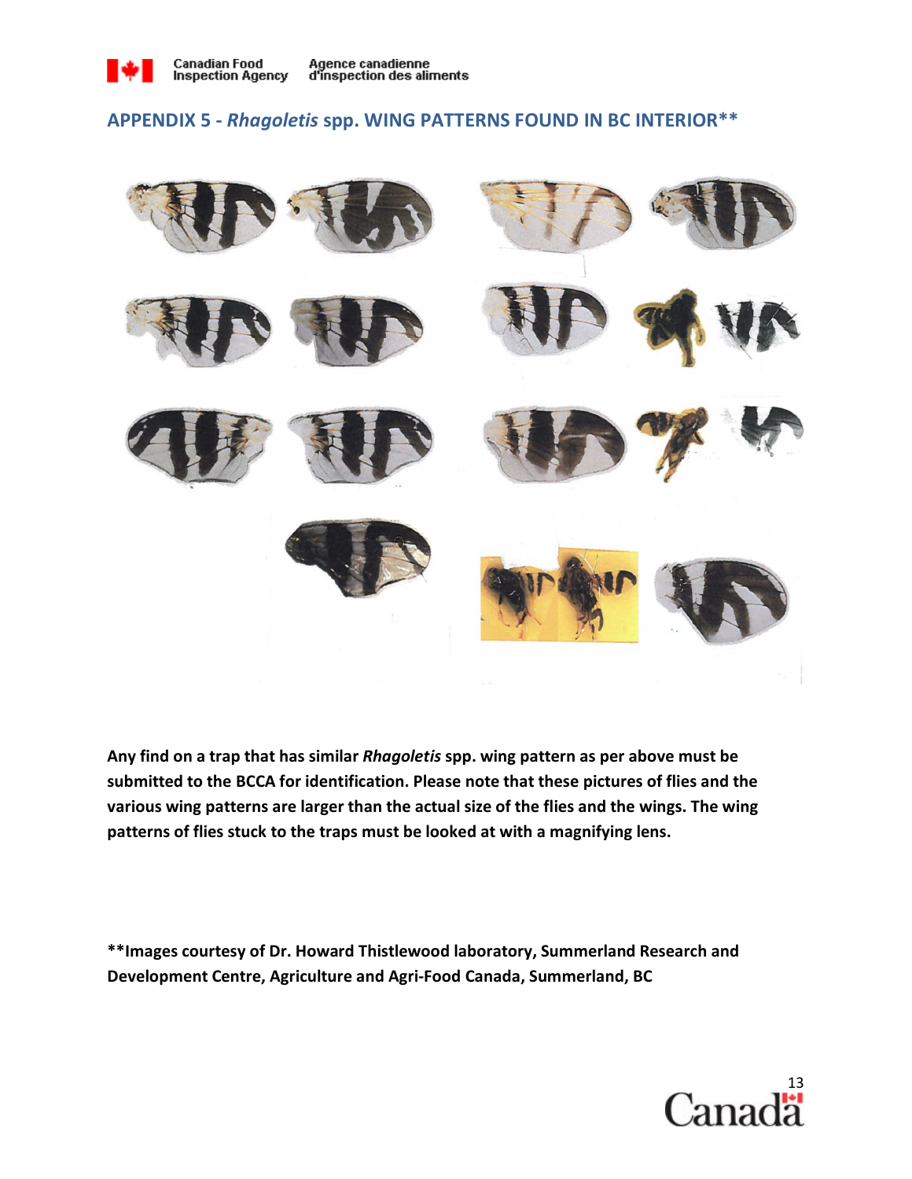## APPENDIX 5 - *Rhagoletis* spp. WING PATTERNS FOUND IN BC INTERIOR**

**Any find on a trap that has similar *Rhagoletis* spp. wing pattern as per above must be submitted to the BCCA for identification. Please note that these pictures of flies and the various wing patterns are larger than the actual size of the flies and the wings. The wing patterns of flies stuck to the traps must be looked at with a magnifying lens.**

****Images courtesy of Dr. Howard Thistlewood laboratory, Summerland Research and Development Centre, Agriculture and Agri-Food Canada, Summerland, BC**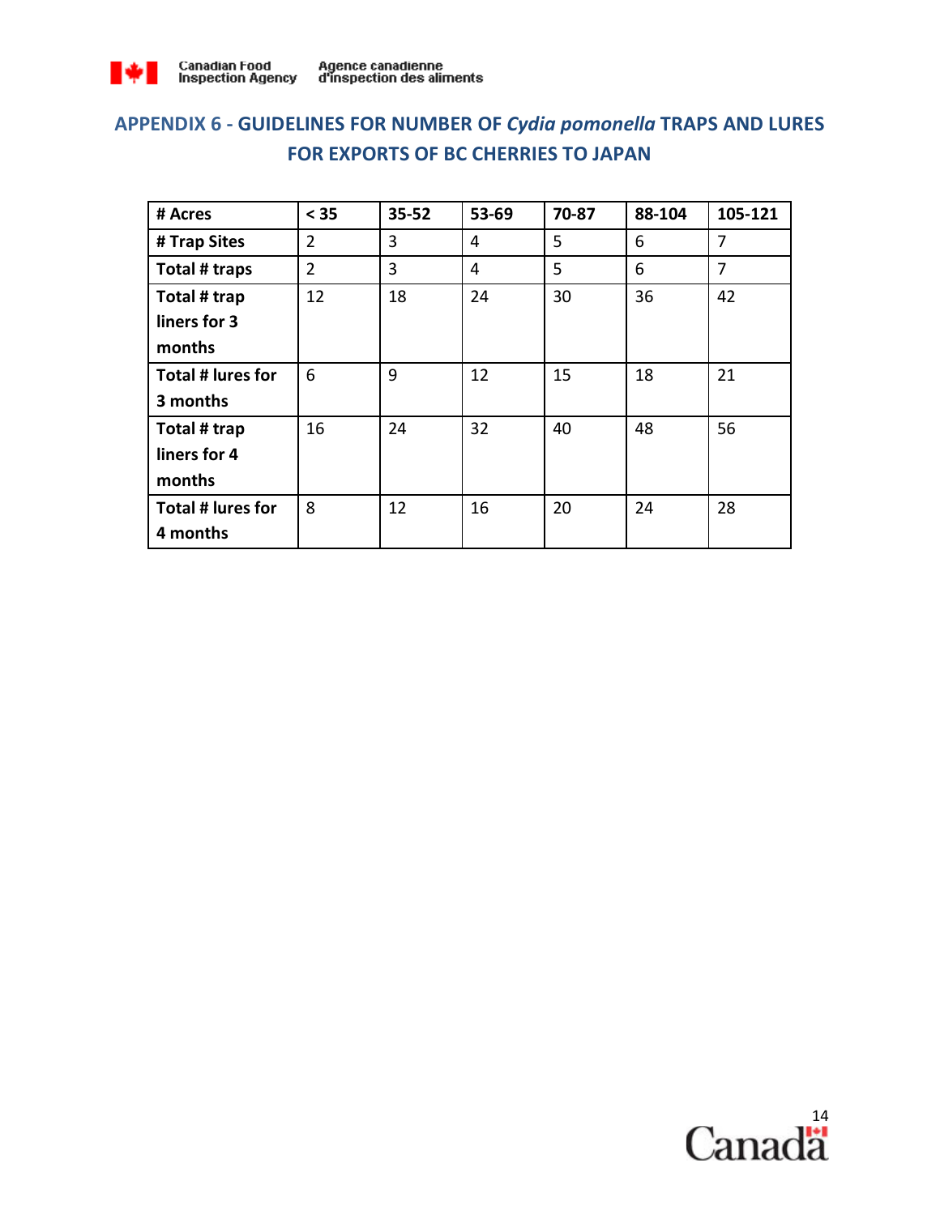## APPENDIX 6 - GUIDELINES FOR NUMBER OF *Cydia pomonella* TRAPS AND LURES FOR EXPORTS OF BC CHERRIES TO JAPAN

| **# Acres** | **< 35** | **35-52** | **53-69** | **70-87** | **88-104** | **105-121** |
|---|---|---|---|---|---|---|
| **# Trap Sites** | 2 | 3 | 4 | 5 | 6 | 7 |
| **Total # traps** | 2 | 3 | 4 | 5 | 6 | 7 |
| **Total # trap liners for 3 months** | 12 | 18 | 24 | 30 | 36 | 42 |
| **Total # lures for 3 months** | 6 | 9 | 12 | 15 | 18 | 21 |
| **Total # trap liners for 4 months** | 16 | 24 | 32 | 40 | 48 | 56 |
| **Total # lures for 4 months** | 8 | 12 | 16 | 20 | 24 | 28 |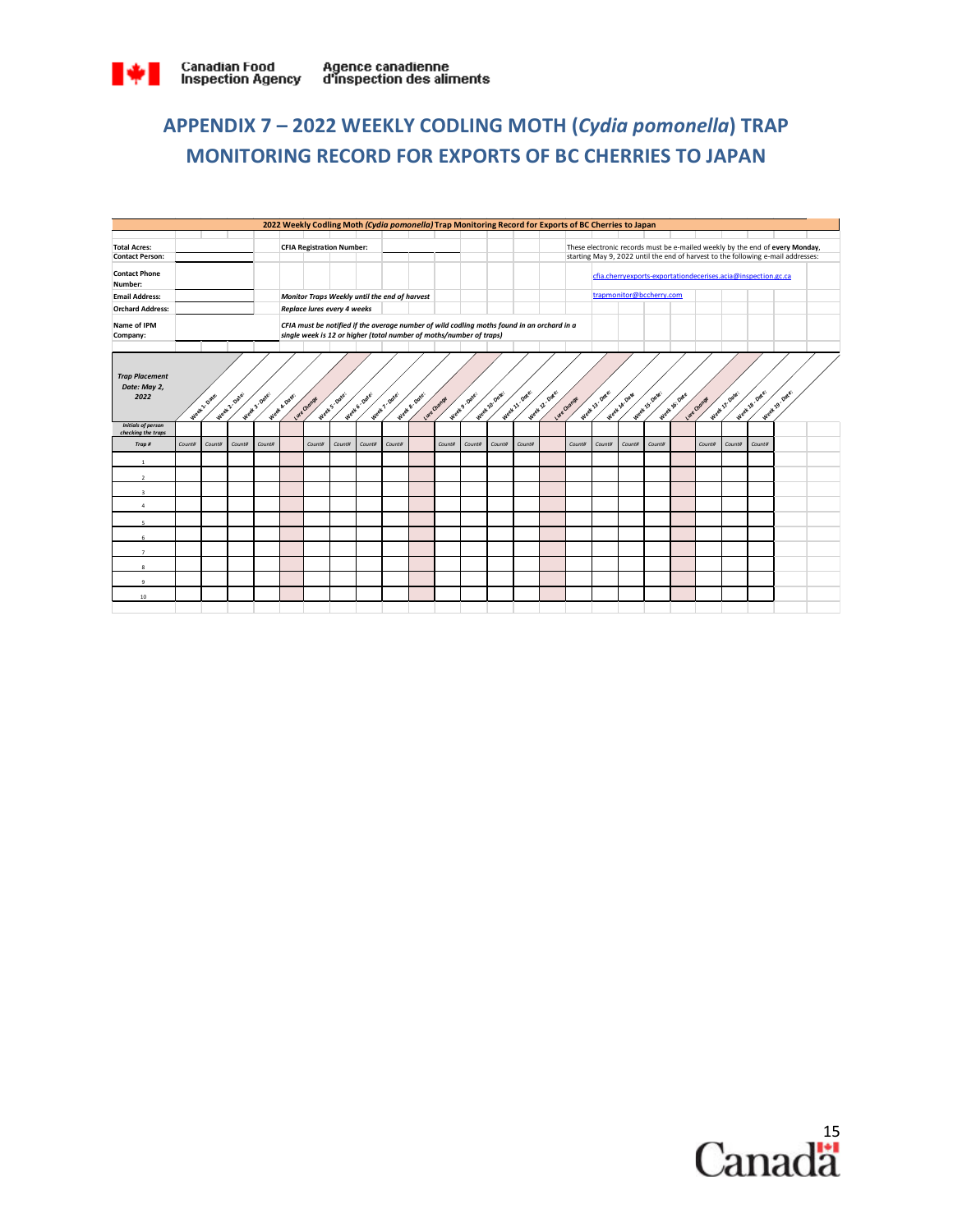## APPENDIX 7 – 2022 WEEKLY CODLING MOTH (*Cydia pomonella*) TRAP MONITORING RECORD FOR EXPORTS OF BC CHERRIES TO JAPAN

**2022 Weekly Codling Moth *(Cydia pomonella)* Trap Monitoring Record for Exports of BC Cherries to Japan**

**Total Acres:**

**Contact Person:**

**Contact Phone Number:**

**Email Address:**

**Orchard Address:**

**Name of IPM Company:**

**CFIA Registration Number:**

***Monitor Traps Weekly until the end of harvest***

***Replace lures every 4 weeks***

***CFIA must be notified if the average number of wild codling moths found in an orchard in a single week is 12 or higher (total number of moths/number of traps)***

These electronic records must be e-mailed weekly by the end of **every Monday**, starting May 9, 2022 until the end of harvest to the following e-mail addresses:

cfia.cherryexports-exportationdecerises.acia@inspection.gc.ca

trapmonitor@bccherry.com

| ***Trap Placement Date: May 2, 2022*** | Week 1 - Date: | Week 2 - Date: | Week 3 - Date: | Week 4 - Date: | Lure Change | Week 5 - Date: | Week 6 - Date: | Week 7 - Date: | Week 8 - Date: | Lure Change | Week 9 - Date: | Week 10 - Date: | Week 11 - Date: | Week 12 - Date: | Lure Change | Week 13 - Date: | Week 14 - Date: | Week 15 - Date: | Week 16 - Date: | Lure Change | Week 17 - Date: | Week 18 - Date: | Week 19 - Date: |
|---|---|---|---|---|---|---|---|---|---|---|---|---|---|---|---|---|---|---|---|---|---|---|---|
| *Initials of person checking the traps* | | | | | | | | | | | | | | | | | | | | | | | |
| *Trap #* | *Count#* | *Count#* | *Count#* | *Count#* | | *Count#* | *Count#* | *Count#* | *Count#* | | *Count#* | *Count#* | *Count#* | *Count#* | | *Count#* | *Count#* | *Count#* | *Count#* | | *Count#* | *Count#* | *Count#* |
| 1 | | | | | | | | | | | | | | | | | | | | | | | |
| 2 | | | | | | | | | | | | | | | | | | | | | | | |
| 3 | | | | | | | | | | | | | | | | | | | | | | | |
| 4 | | | | | | | | | | | | | | | | | | | | | | | |
| 5 | | | | | | | | | | | | | | | | | | | | | | | |
| 6 | | | | | | | | | | | | | | | | | | | | | | | |
| 7 | | | | | | | | | | | | | | | | | | | | | | | |
| 8 | | | | | | | | | | | | | | | | | | | | | | | |
| 9 | | | | | | | | | | | | | | | | | | | | | | | |
| 10 | | | | | | | | | | | | | | | | | | | | | | | |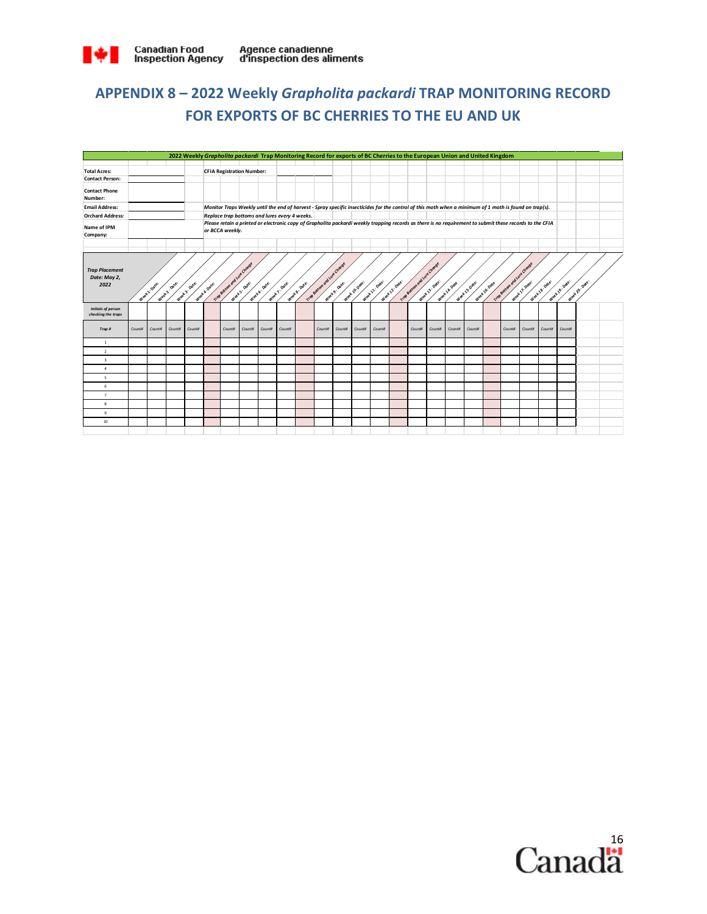# APPENDIX 8 – 2022 Weekly *Grapholita packardi* TRAP MONITORING RECORD FOR EXPORTS OF BC CHERRIES TO THE EU AND UK

**2022 Weekly *Grapholita packardi* Trap Monitoring Record for exports of BC Cherries to the European Union and United Kingdom**

**Total Acres:**

**Contact Person:**

**Contact Phone Number:**

**Email Address:**

**Orchard Address:**

**Name of IPM Company:**

**CFIA Registration Number:**

*Monitor Traps Weekly until the end of harvest - Spray specific insecticides for the control of this moth when a minimum of 1 moth is found on trap(s).*

*Replace trap bottoms and lures every 4 weeks.*

*Please retain a printed or electronic copy of Grapholita packardi weekly trapping records as there is no requirement to submit these records to the CFIA or BCCA weekly.*

| ***Trap Placement Date: May 2, 2022*** | *Week 1 - Date:* | *Week 2 - Date:* | *Week 3 - Date:* | *Week 4 - Date:* | *Trap Bottom and Lure Change* | *Week 5 - Date:* | *Week 6 - Date:* | *Week 7 - Date:* | *Week 8 - Date:* | *Trap Bottom and Lure Change* | *Week 9 - Date:* | *Week 10 - Date:* | *Week 11 - Date:* | *Week 12 - Date:* | *Trap Bottom and Lure Change* | *Week 13 - Date:* | *Week 14 - Date:* | *Week 15 - Date:* | *Week 16 - Date:* | *Trap Bottom and Lure Change* | *Week 17 - Date:* | *Week 18 - Date:* | *Week 19 - Date:* | *Week 20 - Date:* |
|---|---|---|---|---|---|---|---|---|---|---|---|---|---|---|---|---|---|---|---|---|---|---|---|---|
| *Initials of person checking the traps* | | | | | | | | | | | | | | | | | | | | | | | | |
| *Trap #* | *Count#* | *Count#* | *Count#* | *Count#* | | *Count#* | *Count#* | *Count#* | *Count#* | | *Count#* | *Count#* | *Count#* | *Count#* | | *Count#* | *Count#* | *Count#* | *Count#* | | *Count#* | *Count#* | *Count#* | *Count#* |
| 1 | | | | | | | | | | | | | | | | | | | | | | | | |
| 2 | | | | | | | | | | | | | | | | | | | | | | | | |
| 3 | | | | | | | | | | | | | | | | | | | | | | | | |
| 4 | | | | | | | | | | | | | | | | | | | | | | | | |
| 5 | | | | | | | | | | | | | | | | | | | | | | | | |
| 6 | | | | | | | | | | | | | | | | | | | | | | | | |
| 7 | | | | | | | | | | | | | | | | | | | | | | | | |
| 8 | | | | | | | | | | | | | | | | | | | | | | | | |
| 9 | | | | | | | | | | | | | | | | | | | | | | | | |
| 10 | | | | | | | | | | | | | | | | | | | | | | | | |